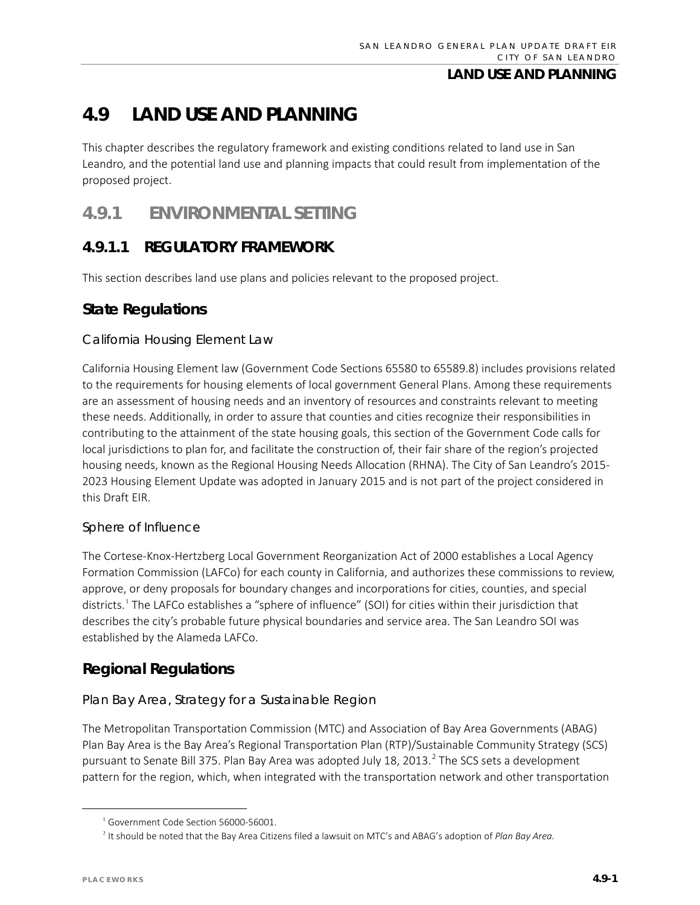# 4.9 LAND USE AND PLANNING

This chapter describes the regulatory framework and existing conditions related to land use in San Leandro, and the potential land use and planning impacts that could result from implementation of the proposed project.

## 4.9.1 ENVIRONMENTAL SETTING

### 4.9.1.1 REGULATORY FRAMEWORK

This section describes land use plans and policies relevant to the proposed project.

#### State Regulations

##### California Housing Element Law

California Housing Element law (Government Code Sections 65580 to 65589.8) includes provisions related to the requirements for housing elements of local government General Plans. Among these requirements are an assessment of housing needs and an inventory of resources and constraints relevant to meeting these needs. Additionally, in order to assure that counties and cities recognize their responsibilities in contributing to the attainment of the state housing goals, this section of the Government Code calls for local jurisdictions to plan for, and facilitate the construction of, their fair share of the region's projected housing needs, known as the Regional Housing Needs Allocation (RHNA). The City of San Leandro's 2015-2023 Housing Element Update was adopted in January 2015 and is not part of the project considered in this Draft EIR.

##### Sphere of Influence

The Cortese-Knox-Hertzberg Local Government Reorganization Act of 2000 establishes a Local Agency Formation Commission (LAFCo) for each county in California, and authorizes these commissions to review, approve, or deny proposals for boundary changes and incorporations for cities, counties, and special districts.[1] The LAFCo establishes a "sphere of influence" (SOI) for cities within their jurisdiction that describes the city's probable future physical boundaries and service area. The San Leandro SOI was established by the Alameda LAFCo.

#### Regional Regulations

##### Plan Bay Area, Strategy for a Sustainable Region

The Metropolitan Transportation Commission (MTC) and Association of Bay Area Governments (ABAG) Plan Bay Area is the Bay Area's Regional Transportation Plan (RTP)/Sustainable Community Strategy (SCS) pursuant to Senate Bill 375. Plan Bay Area was adopted July 18, 2013.[2] The SCS sets a development pattern for the region, which, when integrated with the transportation network and other transportation

---

[1] Government Code Section 56000-56001.

[2] It should be noted that the Bay Area Citizens filed a lawsuit on MTC's and ABAG's adoption of *Plan Bay Area.*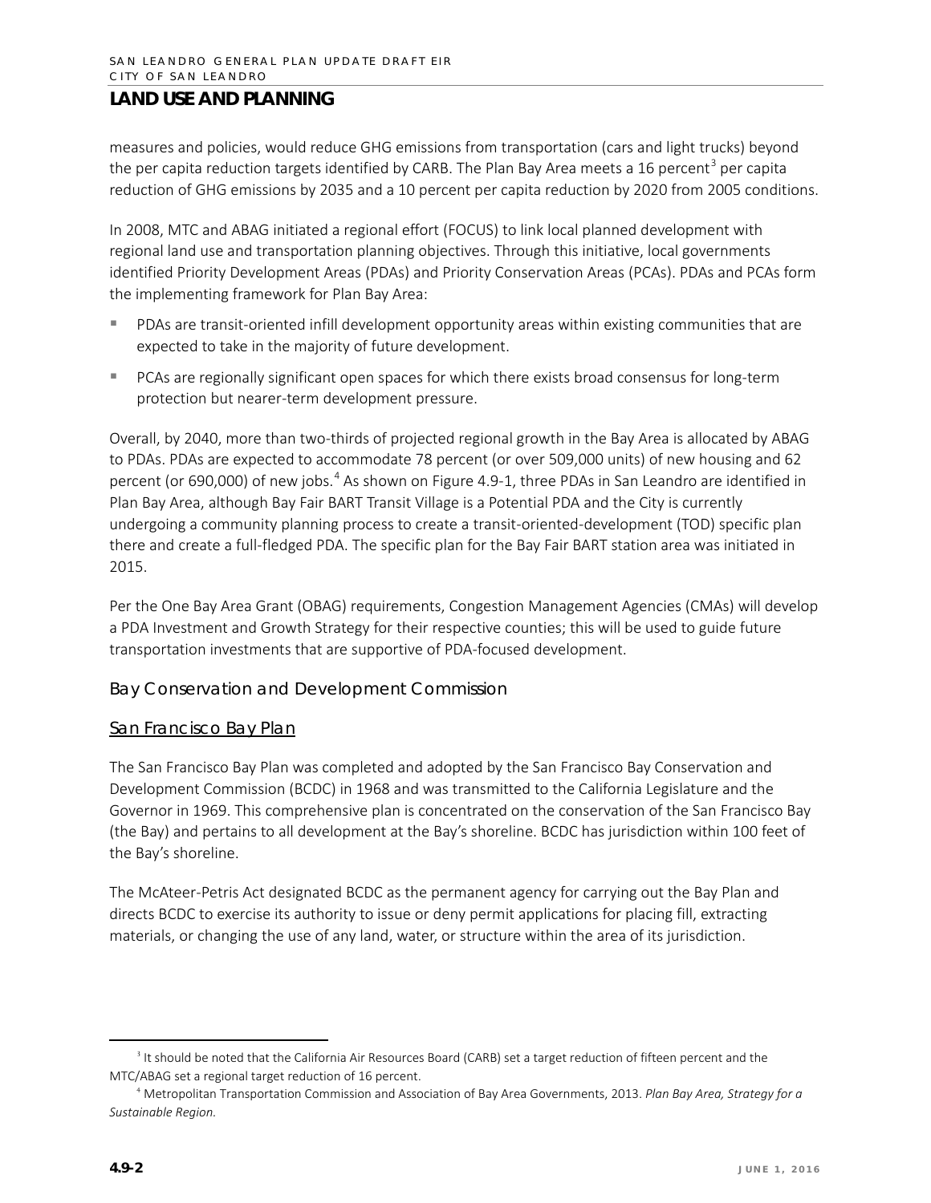measures and policies, would reduce GHG emissions from transportation (cars and light trucks) beyond the per capita reduction targets identified by CARB. The Plan Bay Area meets a 16 percent[3] per capita reduction of GHG emissions by 2035 and a 10 percent per capita reduction by 2020 from 2005 conditions.

In 2008, MTC and ABAG initiated a regional effort (FOCUS) to link local planned development with regional land use and transportation planning objectives. Through this initiative, local governments identified Priority Development Areas (PDAs) and Priority Conservation Areas (PCAs). PDAs and PCAs form the implementing framework for Plan Bay Area:

- PDAs are transit-oriented infill development opportunity areas within existing communities that are expected to take in the majority of future development.
- PCAs are regionally significant open spaces for which there exists broad consensus for long-term protection but nearer-term development pressure.

Overall, by 2040, more than two-thirds of projected regional growth in the Bay Area is allocated by ABAG to PDAs. PDAs are expected to accommodate 78 percent (or over 509,000 units) of new housing and 62 percent (or 690,000) of new jobs.[4] As shown on Figure 4.9-1, three PDAs in San Leandro are identified in Plan Bay Area, although Bay Fair BART Transit Village is a Potential PDA and the City is currently undergoing a community planning process to create a transit-oriented-development (TOD) specific plan there and create a full-fledged PDA. The specific plan for the Bay Fair BART station area was initiated in 2015.

Per the One Bay Area Grant (OBAG) requirements, Congestion Management Agencies (CMAs) will develop a PDA Investment and Growth Strategy for their respective counties; this will be used to guide future transportation investments that are supportive of PDA-focused development.

### Bay Conservation and Development Commission

#### San Francisco Bay Plan

The San Francisco Bay Plan was completed and adopted by the San Francisco Bay Conservation and Development Commission (BCDC) in 1968 and was transmitted to the California Legislature and the Governor in 1969. This comprehensive plan is concentrated on the conservation of the San Francisco Bay (the Bay) and pertains to all development at the Bay's shoreline. BCDC has jurisdiction within 100 feet of the Bay's shoreline.

The McAteer-Petris Act designated BCDC as the permanent agency for carrying out the Bay Plan and directs BCDC to exercise its authority to issue or deny permit applications for placing fill, extracting materials, or changing the use of any land, water, or structure within the area of its jurisdiction.

---

[3] It should be noted that the California Air Resources Board (CARB) set a target reduction of fifteen percent and the MTC/ABAG set a regional target reduction of 16 percent.

[4] Metropolitan Transportation Commission and Association of Bay Area Governments, 2013. *Plan Bay Area, Strategy for a Sustainable Region.*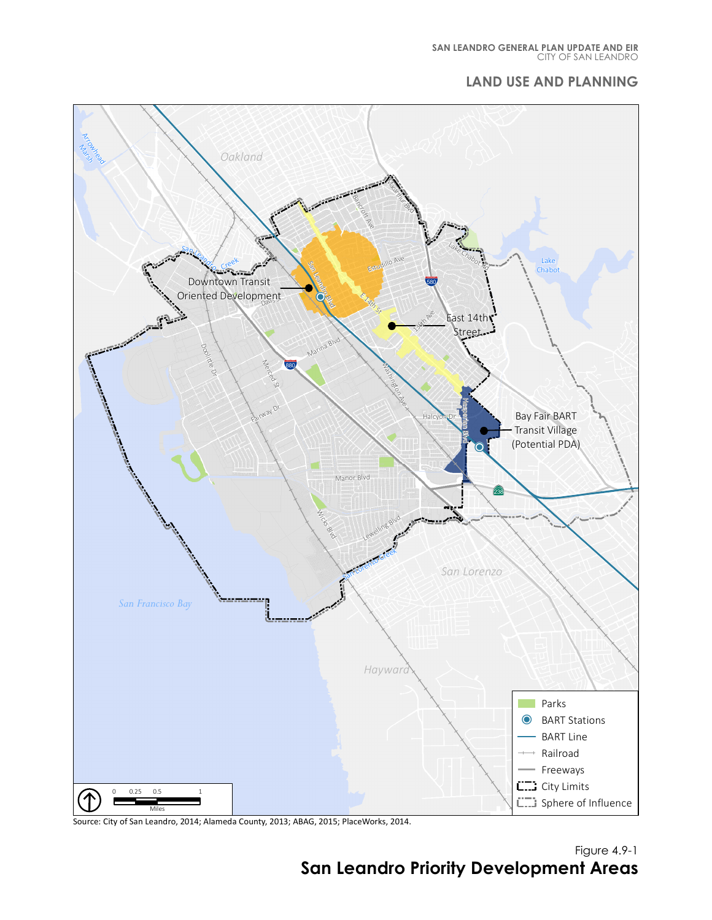Figure 4.9-1

# San Leandro Priority Development Areas

Source: City of San Leandro, 2014; Alameda County, 2013; ABAG, 2015; PlaceWorks, 2014.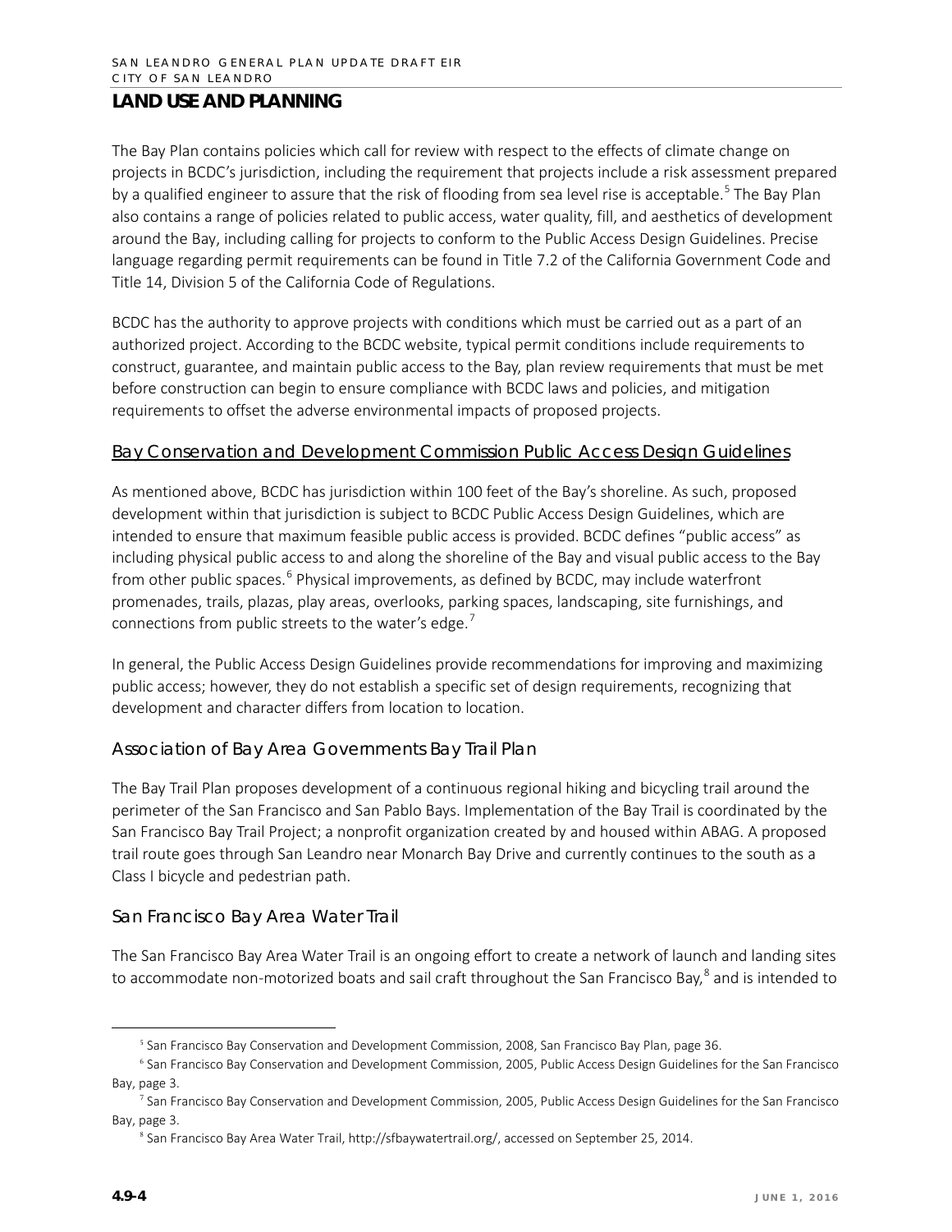## LAND USE AND PLANNING

The Bay Plan contains policies which call for review with respect to the effects of climate change on projects in BCDC's jurisdiction, including the requirement that projects include a risk assessment prepared by a qualified engineer to assure that the risk of flooding from sea level rise is acceptable.[5] The Bay Plan also contains a range of policies related to public access, water quality, fill, and aesthetics of development around the Bay, including calling for projects to conform to the Public Access Design Guidelines. Precise language regarding permit requirements can be found in Title 7.2 of the California Government Code and Title 14, Division 5 of the California Code of Regulations.

BCDC has the authority to approve projects with conditions which must be carried out as a part of an authorized project. According to the BCDC website, typical permit conditions include requirements to construct, guarantee, and maintain public access to the Bay, plan review requirements that must be met before construction can begin to ensure compliance with BCDC laws and policies, and mitigation requirements to offset the adverse environmental impacts of proposed projects.

#### Bay Conservation and Development Commission Public Access Design Guidelines

As mentioned above, BCDC has jurisdiction within 100 feet of the Bay's shoreline. As such, proposed development within that jurisdiction is subject to BCDC Public Access Design Guidelines, which are intended to ensure that maximum feasible public access is provided. BCDC defines "public access" as including physical public access to and along the shoreline of the Bay and visual public access to the Bay from other public spaces.[6] Physical improvements, as defined by BCDC, may include waterfront promenades, trails, plazas, play areas, overlooks, parking spaces, landscaping, site furnishings, and connections from public streets to the water's edge.[7]

In general, the Public Access Design Guidelines provide recommendations for improving and maximizing public access; however, they do not establish a specific set of design requirements, recognizing that development and character differs from location to location.

### Association of Bay Area Governments Bay Trail Plan

The Bay Trail Plan proposes development of a continuous regional hiking and bicycling trail around the perimeter of the San Francisco and San Pablo Bays. Implementation of the Bay Trail is coordinated by the San Francisco Bay Trail Project; a nonprofit organization created by and housed within ABAG. A proposed trail route goes through San Leandro near Monarch Bay Drive and currently continues to the south as a Class I bicycle and pedestrian path.

### San Francisco Bay Area Water Trail

The San Francisco Bay Area Water Trail is an ongoing effort to create a network of launch and landing sites to accommodate non-motorized boats and sail craft throughout the San Francisco Bay,[8] and is intended to

---

[5] San Francisco Bay Conservation and Development Commission, 2008, San Francisco Bay Plan, page 36.

[6] San Francisco Bay Conservation and Development Commission, 2005, Public Access Design Guidelines for the San Francisco Bay, page 3.

[7] San Francisco Bay Conservation and Development Commission, 2005, Public Access Design Guidelines for the San Francisco Bay, page 3.

[8] San Francisco Bay Area Water Trail, http://sfbaywatertrail.org/, accessed on September 25, 2014.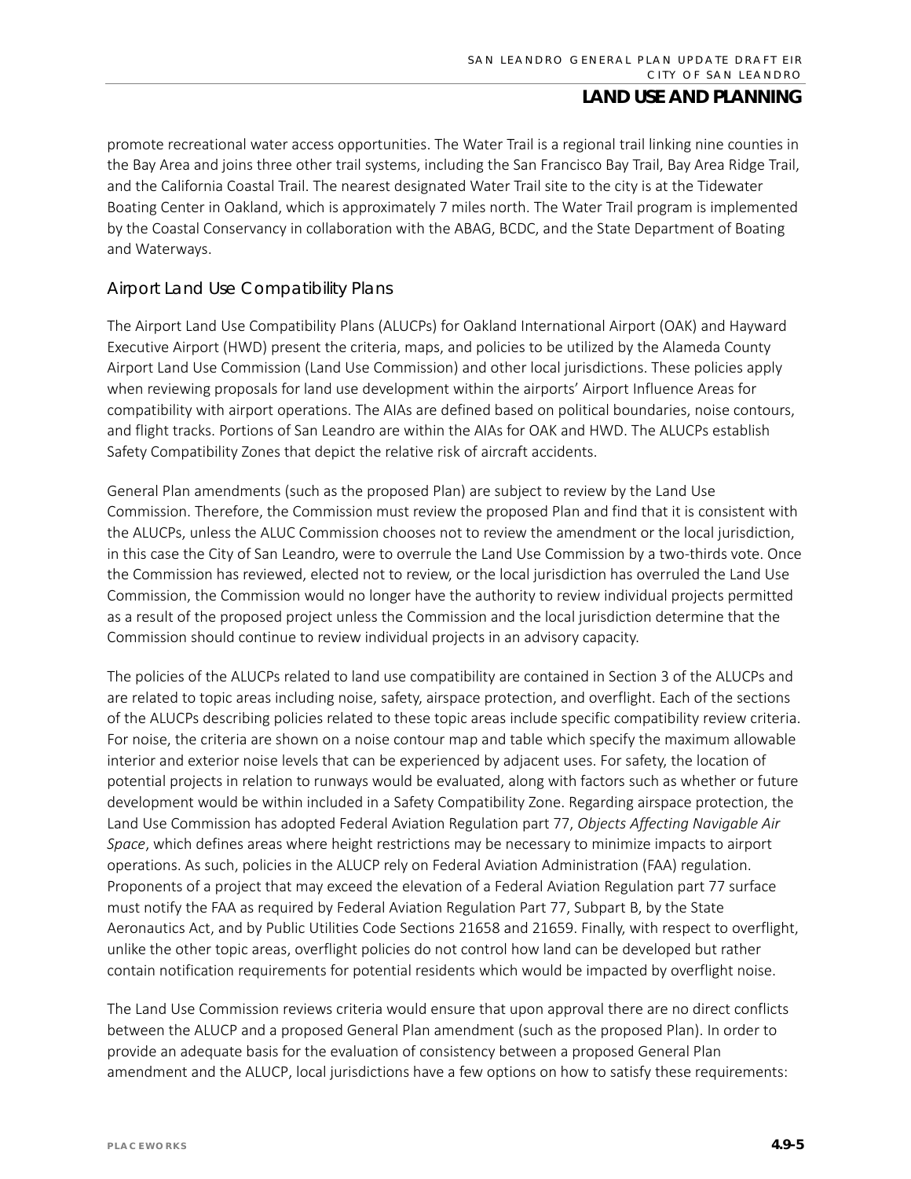promote recreational water access opportunities. The Water Trail is a regional trail linking nine counties in the Bay Area and joins three other trail systems, including the San Francisco Bay Trail, Bay Area Ridge Trail, and the California Coastal Trail. The nearest designated Water Trail site to the city is at the Tidewater Boating Center in Oakland, which is approximately 7 miles north. The Water Trail program is implemented by the Coastal Conservancy in collaboration with the ABAG, BCDC, and the State Department of Boating and Waterways.

### Airport Land Use Compatibility Plans

The Airport Land Use Compatibility Plans (ALUCPs) for Oakland International Airport (OAK) and Hayward Executive Airport (HWD) present the criteria, maps, and policies to be utilized by the Alameda County Airport Land Use Commission (Land Use Commission) and other local jurisdictions. These policies apply when reviewing proposals for land use development within the airports' Airport Influence Areas for compatibility with airport operations. The AIAs are defined based on political boundaries, noise contours, and flight tracks. Portions of San Leandro are within the AIAs for OAK and HWD. The ALUCPs establish Safety Compatibility Zones that depict the relative risk of aircraft accidents.

General Plan amendments (such as the proposed Plan) are subject to review by the Land Use Commission. Therefore, the Commission must review the proposed Plan and find that it is consistent with the ALUCPs, unless the ALUC Commission chooses not to review the amendment or the local jurisdiction, in this case the City of San Leandro, were to overrule the Land Use Commission by a two-thirds vote. Once the Commission has reviewed, elected not to review, or the local jurisdiction has overruled the Land Use Commission, the Commission would no longer have the authority to review individual projects permitted as a result of the proposed project unless the Commission and the local jurisdiction determine that the Commission should continue to review individual projects in an advisory capacity.

The policies of the ALUCPs related to land use compatibility are contained in Section 3 of the ALUCPs and are related to topic areas including noise, safety, airspace protection, and overflight. Each of the sections of the ALUCPs describing policies related to these topic areas include specific compatibility review criteria. For noise, the criteria are shown on a noise contour map and table which specify the maximum allowable interior and exterior noise levels that can be experienced by adjacent uses. For safety, the location of potential projects in relation to runways would be evaluated, along with factors such as whether or future development would be within included in a Safety Compatibility Zone. Regarding airspace protection, the Land Use Commission has adopted Federal Aviation Regulation part 77, *Objects Affecting Navigable Air Space*, which defines areas where height restrictions may be necessary to minimize impacts to airport operations. As such, policies in the ALUCP rely on Federal Aviation Administration (FAA) regulation. Proponents of a project that may exceed the elevation of a Federal Aviation Regulation part 77 surface must notify the FAA as required by Federal Aviation Regulation Part 77, Subpart B, by the State Aeronautics Act, and by Public Utilities Code Sections 21658 and 21659. Finally, with respect to overflight, unlike the other topic areas, overflight policies do not control how land can be developed but rather contain notification requirements for potential residents which would be impacted by overflight noise.

The Land Use Commission reviews criteria would ensure that upon approval there are no direct conflicts between the ALUCP and a proposed General Plan amendment (such as the proposed Plan). In order to provide an adequate basis for the evaluation of consistency between a proposed General Plan amendment and the ALUCP, local jurisdictions have a few options on how to satisfy these requirements: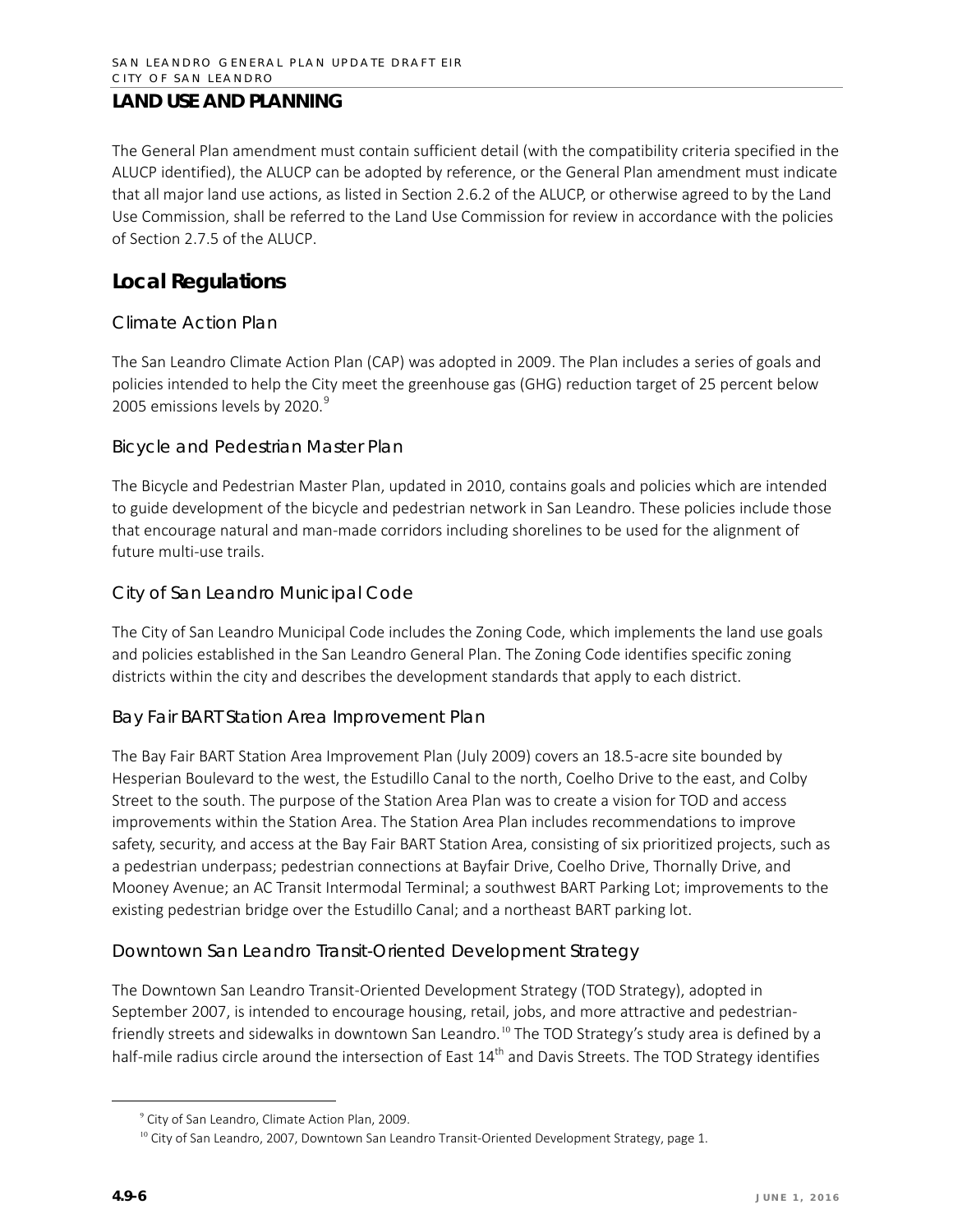## LAND USE AND PLANNING

The General Plan amendment must contain sufficient detail (with the compatibility criteria specified in the ALUCP identified), the ALUCP can be adopted by reference, or the General Plan amendment must indicate that all major land use actions, as listed in Section 2.6.2 of the ALUCP, or otherwise agreed to by the Land Use Commission, shall be referred to the Land Use Commission for review in accordance with the policies of Section 2.7.5 of the ALUCP.

## Local Regulations

### Climate Action Plan

The San Leandro Climate Action Plan (CAP) was adopted in 2009. The Plan includes a series of goals and policies intended to help the City meet the greenhouse gas (GHG) reduction target of 25 percent below 2005 emissions levels by 2020.[9]

### Bicycle and Pedestrian Master Plan

The Bicycle and Pedestrian Master Plan, updated in 2010, contains goals and policies which are intended to guide development of the bicycle and pedestrian network in San Leandro. These policies include those that encourage natural and man-made corridors including shorelines to be used for the alignment of future multi-use trails.

### City of San Leandro Municipal Code

The City of San Leandro Municipal Code includes the Zoning Code, which implements the land use goals and policies established in the San Leandro General Plan. The Zoning Code identifies specific zoning districts within the city and describes the development standards that apply to each district.

### Bay Fair BART Station Area Improvement Plan

The Bay Fair BART Station Area Improvement Plan (July 2009) covers an 18.5-acre site bounded by Hesperian Boulevard to the west, the Estudillo Canal to the north, Coelho Drive to the east, and Colby Street to the south. The purpose of the Station Area Plan was to create a vision for TOD and access improvements within the Station Area. The Station Area Plan includes recommendations to improve safety, security, and access at the Bay Fair BART Station Area, consisting of six prioritized projects, such as a pedestrian underpass; pedestrian connections at Bayfair Drive, Coelho Drive, Thornally Drive, and Mooney Avenue; an AC Transit Intermodal Terminal; a southwest BART Parking Lot; improvements to the existing pedestrian bridge over the Estudillo Canal; and a northeast BART parking lot.

### Downtown San Leandro Transit-Oriented Development Strategy

The Downtown San Leandro Transit-Oriented Development Strategy (TOD Strategy), adopted in September 2007, is intended to encourage housing, retail, jobs, and more attractive and pedestrian-friendly streets and sidewalks in downtown San Leandro.[10] The TOD Strategy's study area is defined by a half-mile radius circle around the intersection of East 14th and Davis Streets. The TOD Strategy identifies

[9] City of San Leandro, Climate Action Plan, 2009.

[10] City of San Leandro, 2007, Downtown San Leandro Transit-Oriented Development Strategy, page 1.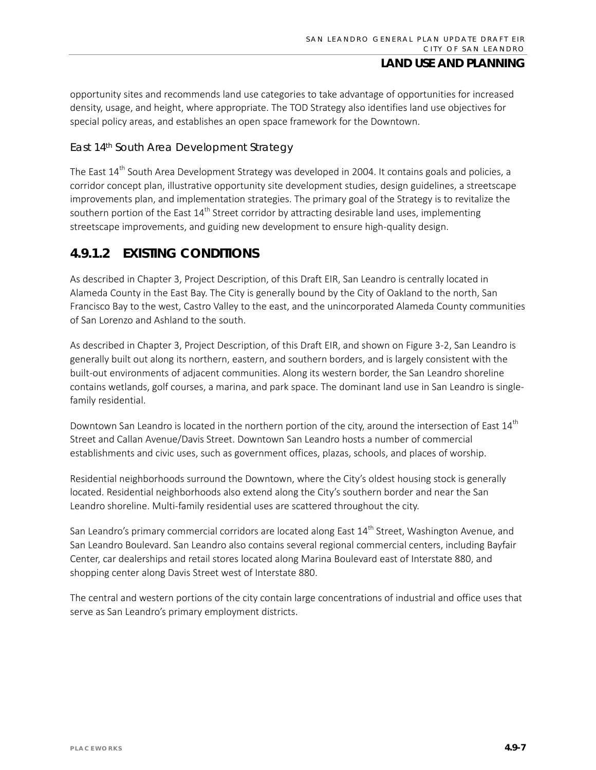opportunity sites and recommends land use categories to take advantage of opportunities for increased density, usage, and height, where appropriate. The TOD Strategy also identifies land use objectives for special policy areas, and establishes an open space framework for the Downtown.

#### East 14th South Area Development Strategy

The East 14th South Area Development Strategy was developed in 2004. It contains goals and policies, a corridor concept plan, illustrative opportunity site development studies, design guidelines, a streetscape improvements plan, and implementation strategies. The primary goal of the Strategy is to revitalize the southern portion of the East 14th Street corridor by attracting desirable land uses, implementing streetscape improvements, and guiding new development to ensure high-quality design.

### 4.9.1.2 EXISTING CONDITIONS

As described in Chapter 3, Project Description, of this Draft EIR, San Leandro is centrally located in Alameda County in the East Bay. The City is generally bound by the City of Oakland to the north, San Francisco Bay to the west, Castro Valley to the east, and the unincorporated Alameda County communities of San Lorenzo and Ashland to the south.

As described in Chapter 3, Project Description, of this Draft EIR, and shown on Figure 3-2, San Leandro is generally built out along its northern, eastern, and southern borders, and is largely consistent with the built-out environments of adjacent communities. Along its western border, the San Leandro shoreline contains wetlands, golf courses, a marina, and park space. The dominant land use in San Leandro is single-family residential.

Downtown San Leandro is located in the northern portion of the city, around the intersection of East 14th Street and Callan Avenue/Davis Street. Downtown San Leandro hosts a number of commercial establishments and civic uses, such as government offices, plazas, schools, and places of worship.

Residential neighborhoods surround the Downtown, where the City's oldest housing stock is generally located. Residential neighborhoods also extend along the City's southern border and near the San Leandro shoreline. Multi-family residential uses are scattered throughout the city.

San Leandro's primary commercial corridors are located along East 14th Street, Washington Avenue, and San Leandro Boulevard. San Leandro also contains several regional commercial centers, including Bayfair Center, car dealerships and retail stores located along Marina Boulevard east of Interstate 880, and shopping center along Davis Street west of Interstate 880.

The central and western portions of the city contain large concentrations of industrial and office uses that serve as San Leandro's primary employment districts.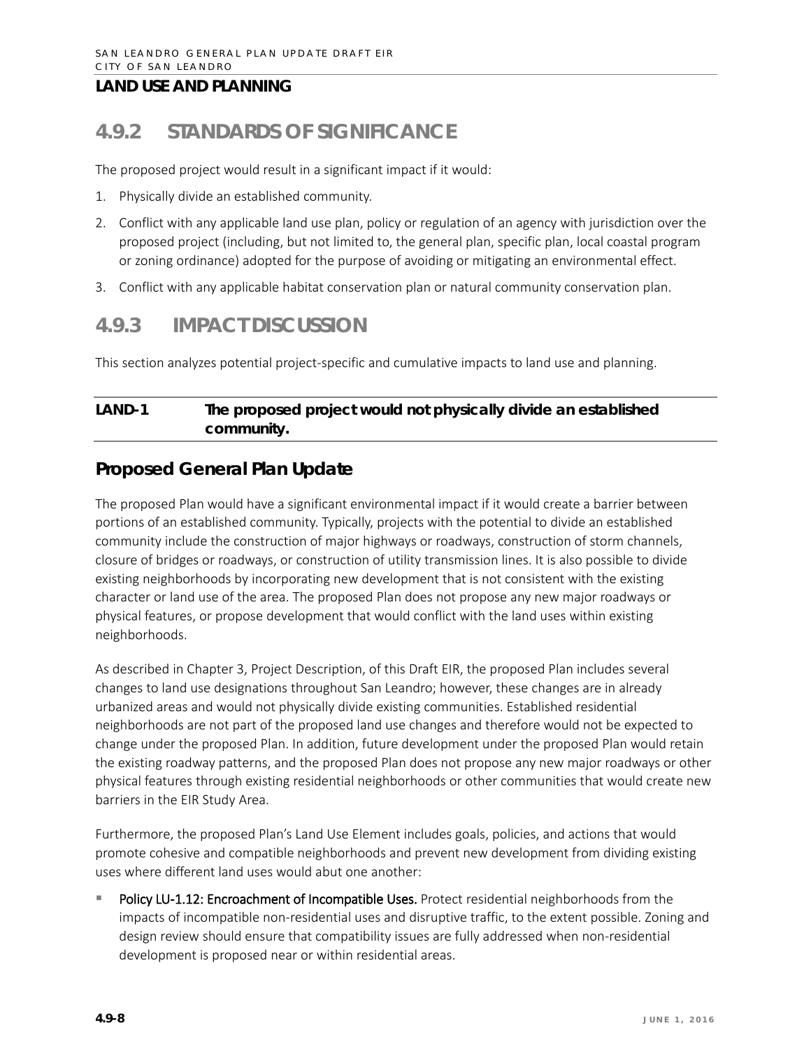## LAND USE AND PLANNING

# 4.9.2 STANDARDS OF SIGNIFICANCE

The proposed project would result in a significant impact if it would:

1. Physically divide an established community.
2. Conflict with any applicable land use plan, policy or regulation of an agency with jurisdiction over the proposed project (including, but not limited to, the general plan, specific plan, local coastal program or zoning ordinance) adopted for the purpose of avoiding or mitigating an environmental effect.
3. Conflict with any applicable habitat conservation plan or natural community conservation plan.

# 4.9.3 IMPACT DISCUSSION

This section analyzes potential project-specific and cumulative impacts to land use and planning.

**LAND-1 The proposed project would not physically divide an established community.**

## Proposed General Plan Update

The proposed Plan would have a significant environmental impact if it would create a barrier between portions of an established community. Typically, projects with the potential to divide an established community include the construction of major highways or roadways, construction of storm channels, closure of bridges or roadways, or construction of utility transmission lines. It is also possible to divide existing neighborhoods by incorporating new development that is not consistent with the existing character or land use of the area. The proposed Plan does not propose any new major roadways or physical features, or propose development that would conflict with the land uses within existing neighborhoods.

As described in Chapter 3, Project Description, of this Draft EIR, the proposed Plan includes several changes to land use designations throughout San Leandro; however, these changes are in already urbanized areas and would not physically divide existing communities. Established residential neighborhoods are not part of the proposed land use changes and therefore would not be expected to change under the proposed Plan. In addition, future development under the proposed Plan would retain the existing roadway patterns, and the proposed Plan does not propose any new major roadways or other physical features through existing residential neighborhoods or other communities that would create new barriers in the EIR Study Area.

Furthermore, the proposed Plan's Land Use Element includes goals, policies, and actions that would promote cohesive and compatible neighborhoods and prevent new development from dividing existing uses where different land uses would abut one another:

- **Policy LU-1.12: Encroachment of Incompatible Uses.** Protect residential neighborhoods from the impacts of incompatible non-residential uses and disruptive traffic, to the extent possible. Zoning and design review should ensure that compatibility issues are fully addressed when non-residential development is proposed near or within residential areas.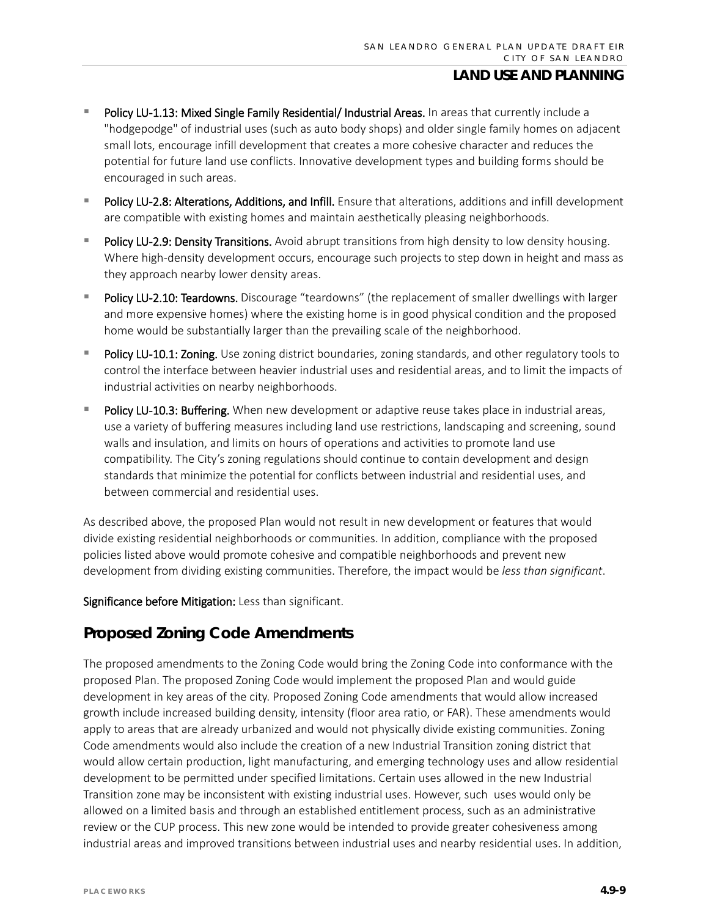- **Policy LU-1.13: Mixed Single Family Residential/ Industrial Areas.** In areas that currently include a "hodgepodge" of industrial uses (such as auto body shops) and older single family homes on adjacent small lots, encourage infill development that creates a more cohesive character and reduces the potential for future land use conflicts. Innovative development types and building forms should be encouraged in such areas.
- **Policy LU-2.8: Alterations, Additions, and Infill.** Ensure that alterations, additions and infill development are compatible with existing homes and maintain aesthetically pleasing neighborhoods.
- **Policy LU-2.9: Density Transitions.** Avoid abrupt transitions from high density to low density housing. Where high-density development occurs, encourage such projects to step down in height and mass as they approach nearby lower density areas.
- **Policy LU-2.10: Teardowns.** Discourage "teardowns" (the replacement of smaller dwellings with larger and more expensive homes) where the existing home is in good physical condition and the proposed home would be substantially larger than the prevailing scale of the neighborhood.
- **Policy LU-10.1: Zoning.** Use zoning district boundaries, zoning standards, and other regulatory tools to control the interface between heavier industrial uses and residential areas, and to limit the impacts of industrial activities on nearby neighborhoods.
- **Policy LU-10.3: Buffering.** When new development or adaptive reuse takes place in industrial areas, use a variety of buffering measures including land use restrictions, landscaping and screening, sound walls and insulation, and limits on hours of operations and activities to promote land use compatibility. The City's zoning regulations should continue to contain development and design standards that minimize the potential for conflicts between industrial and residential uses, and between commercial and residential uses.

As described above, the proposed Plan would not result in new development or features that would divide existing residential neighborhoods or communities. In addition, compliance with the proposed policies listed above would promote cohesive and compatible neighborhoods and prevent new development from dividing existing communities. Therefore, the impact would be *less than significant*.

**Significance before Mitigation:** Less than significant.

## Proposed Zoning Code Amendments

The proposed amendments to the Zoning Code would bring the Zoning Code into conformance with the proposed Plan. The proposed Zoning Code would implement the proposed Plan and would guide development in key areas of the city. Proposed Zoning Code amendments that would allow increased growth include increased building density, intensity (floor area ratio, or FAR). These amendments would apply to areas that are already urbanized and would not physically divide existing communities. Zoning Code amendments would also include the creation of a new Industrial Transition zoning district that would allow certain production, light manufacturing, and emerging technology uses and allow residential development to be permitted under specified limitations. Certain uses allowed in the new Industrial Transition zone may be inconsistent with existing industrial uses. However, such uses would only be allowed on a limited basis and through an established entitlement process, such as an administrative review or the CUP process. This new zone would be intended to provide greater cohesiveness among industrial areas and improved transitions between industrial uses and nearby residential uses. In addition,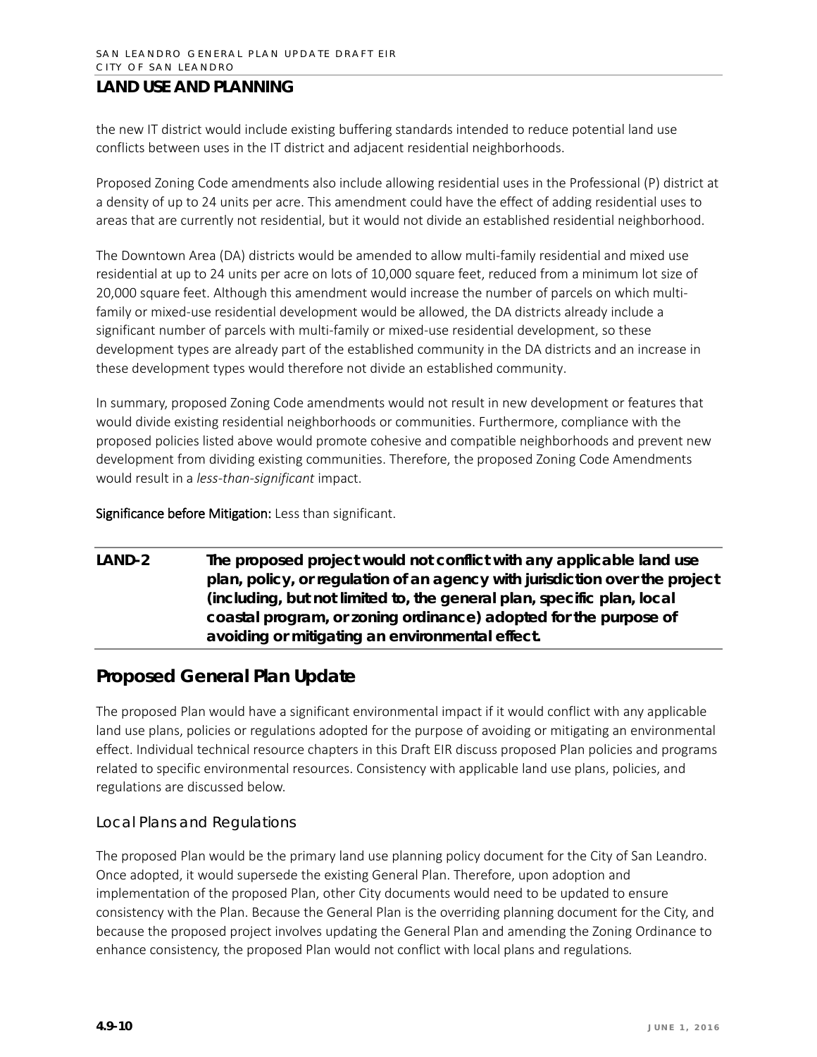the new IT district would include existing buffering standards intended to reduce potential land use conflicts between uses in the IT district and adjacent residential neighborhoods.

Proposed Zoning Code amendments also include allowing residential uses in the Professional (P) district at a density of up to 24 units per acre. This amendment could have the effect of adding residential uses to areas that are currently not residential, but it would not divide an established residential neighborhood.

The Downtown Area (DA) districts would be amended to allow multi-family residential and mixed use residential at up to 24 units per acre on lots of 10,000 square feet, reduced from a minimum lot size of 20,000 square feet. Although this amendment would increase the number of parcels on which multi-family or mixed-use residential development would be allowed, the DA districts already include a significant number of parcels with multi-family or mixed-use residential development, so these development types are already part of the established community in the DA districts and an increase in these development types would therefore not divide an established community.

In summary, proposed Zoning Code amendments would not result in new development or features that would divide existing residential neighborhoods or communities. Furthermore, compliance with the proposed policies listed above would promote cohesive and compatible neighborhoods and prevent new development from dividing existing communities. Therefore, the proposed Zoning Code Amendments would result in a *less-than-significant* impact.

**Significance before Mitigation:** Less than significant.

| **LAND-2** | **The proposed project would not conflict with any applicable land use plan, policy, or regulation of an agency with jurisdiction over the project (including, but not limited to, the general plan, specific plan, local coastal program, or zoning ordinance) adopted for the purpose of avoiding or mitigating an environmental effect.** |
|---|---|

## Proposed General Plan Update

The proposed Plan would have a significant environmental impact if it would conflict with any applicable land use plans, policies or regulations adopted for the purpose of avoiding or mitigating an environmental effect. Individual technical resource chapters in this Draft EIR discuss proposed Plan policies and programs related to specific environmental resources. Consistency with applicable land use plans, policies, and regulations are discussed below.

### Local Plans and Regulations

The proposed Plan would be the primary land use planning policy document for the City of San Leandro. Once adopted, it would supersede the existing General Plan. Therefore, upon adoption and implementation of the proposed Plan, other City documents would need to be updated to ensure consistency with the Plan. Because the General Plan is the overriding planning document for the City, and because the proposed project involves updating the General Plan and amending the Zoning Ordinance to enhance consistency, the proposed Plan would not conflict with local plans and regulations.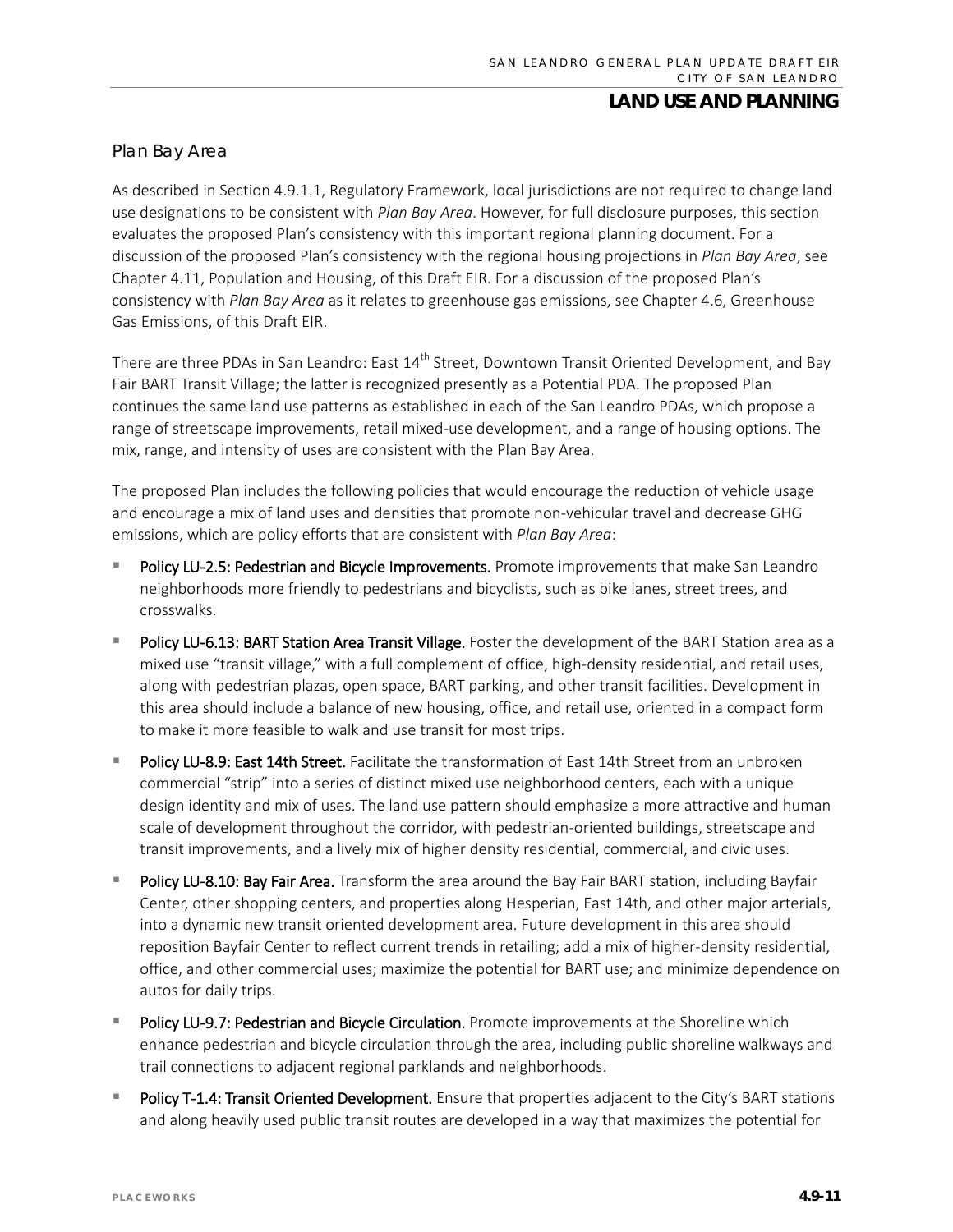### Plan Bay Area

As described in Section 4.9.1.1, Regulatory Framework, local jurisdictions are not required to change land use designations to be consistent with *Plan Bay Area*. However, for full disclosure purposes, this section evaluates the proposed Plan's consistency with this important regional planning document. For a discussion of the proposed Plan's consistency with the regional housing projections in *Plan Bay Area*, see Chapter 4.11, Population and Housing, of this Draft EIR. For a discussion of the proposed Plan's consistency with *Plan Bay Area* as it relates to greenhouse gas emissions, see Chapter 4.6, Greenhouse Gas Emissions, of this Draft EIR.

There are three PDAs in San Leandro: East 14th Street, Downtown Transit Oriented Development, and Bay Fair BART Transit Village; the latter is recognized presently as a Potential PDA. The proposed Plan continues the same land use patterns as established in each of the San Leandro PDAs, which propose a range of streetscape improvements, retail mixed-use development, and a range of housing options. The mix, range, and intensity of uses are consistent with the Plan Bay Area.

The proposed Plan includes the following policies that would encourage the reduction of vehicle usage and encourage a mix of land uses and densities that promote non-vehicular travel and decrease GHG emissions, which are policy efforts that are consistent with *Plan Bay Area*:

- **Policy LU-2.5: Pedestrian and Bicycle Improvements.** Promote improvements that make San Leandro neighborhoods more friendly to pedestrians and bicyclists, such as bike lanes, street trees, and crosswalks.
- **Policy LU-6.13: BART Station Area Transit Village.** Foster the development of the BART Station area as a mixed use "transit village," with a full complement of office, high-density residential, and retail uses, along with pedestrian plazas, open space, BART parking, and other transit facilities. Development in this area should include a balance of new housing, office, and retail use, oriented in a compact form to make it more feasible to walk and use transit for most trips.
- **Policy LU-8.9: East 14th Street.** Facilitate the transformation of East 14th Street from an unbroken commercial "strip" into a series of distinct mixed use neighborhood centers, each with a unique design identity and mix of uses. The land use pattern should emphasize a more attractive and human scale of development throughout the corridor, with pedestrian-oriented buildings, streetscape and transit improvements, and a lively mix of higher density residential, commercial, and civic uses.
- **Policy LU-8.10: Bay Fair Area.** Transform the area around the Bay Fair BART station, including Bayfair Center, other shopping centers, and properties along Hesperian, East 14th, and other major arterials, into a dynamic new transit oriented development area. Future development in this area should reposition Bayfair Center to reflect current trends in retailing; add a mix of higher-density residential, office, and other commercial uses; maximize the potential for BART use; and minimize dependence on autos for daily trips.
- **Policy LU-9.7: Pedestrian and Bicycle Circulation.** Promote improvements at the Shoreline which enhance pedestrian and bicycle circulation through the area, including public shoreline walkways and trail connections to adjacent regional parklands and neighborhoods.
- **Policy T-1.4: Transit Oriented Development.** Ensure that properties adjacent to the City's BART stations and along heavily used public transit routes are developed in a way that maximizes the potential for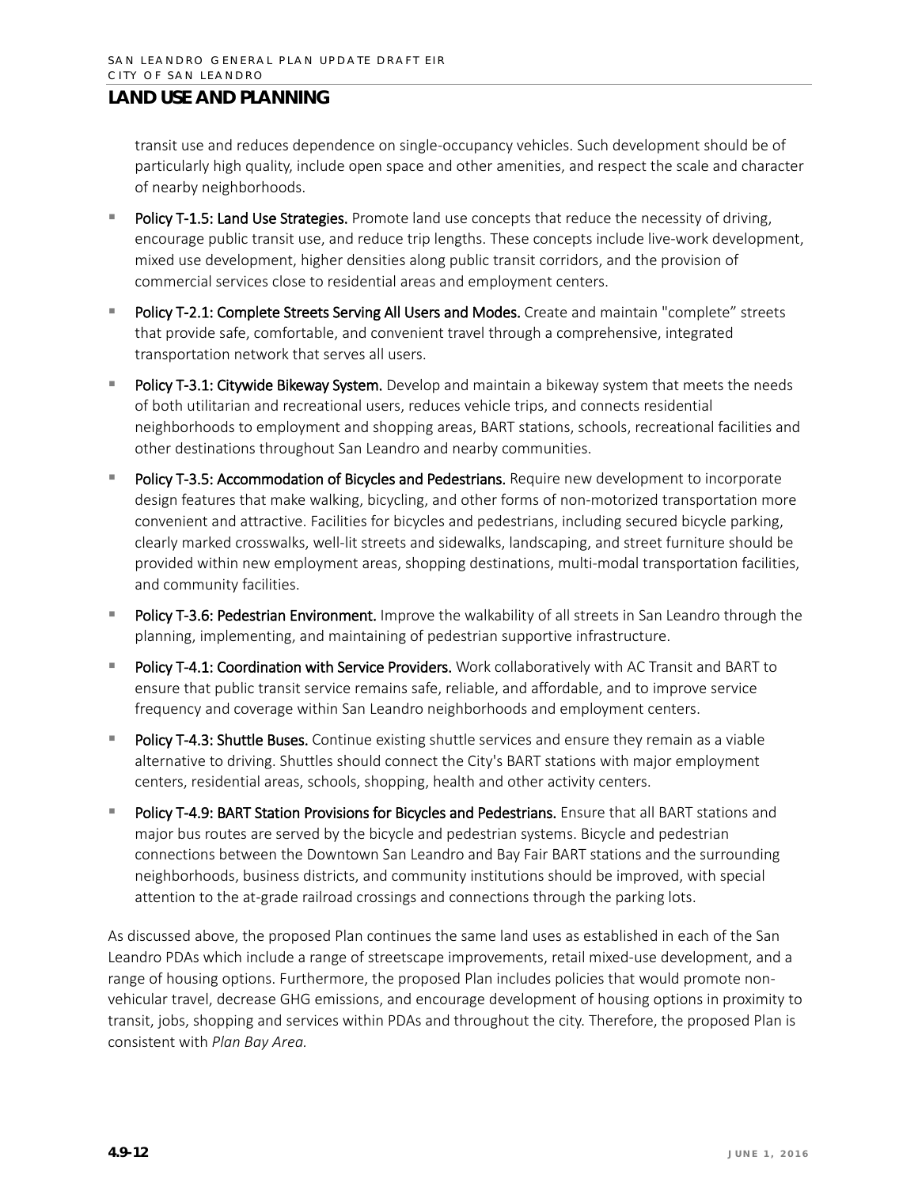transit use and reduces dependence on single-occupancy vehicles. Such development should be of particularly high quality, include open space and other amenities, and respect the scale and character of nearby neighborhoods.

- **Policy T-1.5: Land Use Strategies.** Promote land use concepts that reduce the necessity of driving, encourage public transit use, and reduce trip lengths. These concepts include live-work development, mixed use development, higher densities along public transit corridors, and the provision of commercial services close to residential areas and employment centers.
- **Policy T-2.1: Complete Streets Serving All Users and Modes.** Create and maintain "complete" streets that provide safe, comfortable, and convenient travel through a comprehensive, integrated transportation network that serves all users.
- **Policy T-3.1: Citywide Bikeway System.** Develop and maintain a bikeway system that meets the needs of both utilitarian and recreational users, reduces vehicle trips, and connects residential neighborhoods to employment and shopping areas, BART stations, schools, recreational facilities and other destinations throughout San Leandro and nearby communities.
- **Policy T-3.5: Accommodation of Bicycles and Pedestrians.** Require new development to incorporate design features that make walking, bicycling, and other forms of non-motorized transportation more convenient and attractive. Facilities for bicycles and pedestrians, including secured bicycle parking, clearly marked crosswalks, well-lit streets and sidewalks, landscaping, and street furniture should be provided within new employment areas, shopping destinations, multi-modal transportation facilities, and community facilities.
- **Policy T-3.6: Pedestrian Environment.** Improve the walkability of all streets in San Leandro through the planning, implementing, and maintaining of pedestrian supportive infrastructure.
- **Policy T-4.1: Coordination with Service Providers.** Work collaboratively with AC Transit and BART to ensure that public transit service remains safe, reliable, and affordable, and to improve service frequency and coverage within San Leandro neighborhoods and employment centers.
- **Policy T-4.3: Shuttle Buses.** Continue existing shuttle services and ensure they remain as a viable alternative to driving. Shuttles should connect the City's BART stations with major employment centers, residential areas, schools, shopping, health and other activity centers.
- **Policy T-4.9: BART Station Provisions for Bicycles and Pedestrians.** Ensure that all BART stations and major bus routes are served by the bicycle and pedestrian systems. Bicycle and pedestrian connections between the Downtown San Leandro and Bay Fair BART stations and the surrounding neighborhoods, business districts, and community institutions should be improved, with special attention to the at-grade railroad crossings and connections through the parking lots.

As discussed above, the proposed Plan continues the same land uses as established in each of the San Leandro PDAs which include a range of streetscape improvements, retail mixed-use development, and a range of housing options. Furthermore, the proposed Plan includes policies that would promote non-vehicular travel, decrease GHG emissions, and encourage development of housing options in proximity to transit, jobs, shopping and services within PDAs and throughout the city. Therefore, the proposed Plan is consistent with *Plan Bay Area.*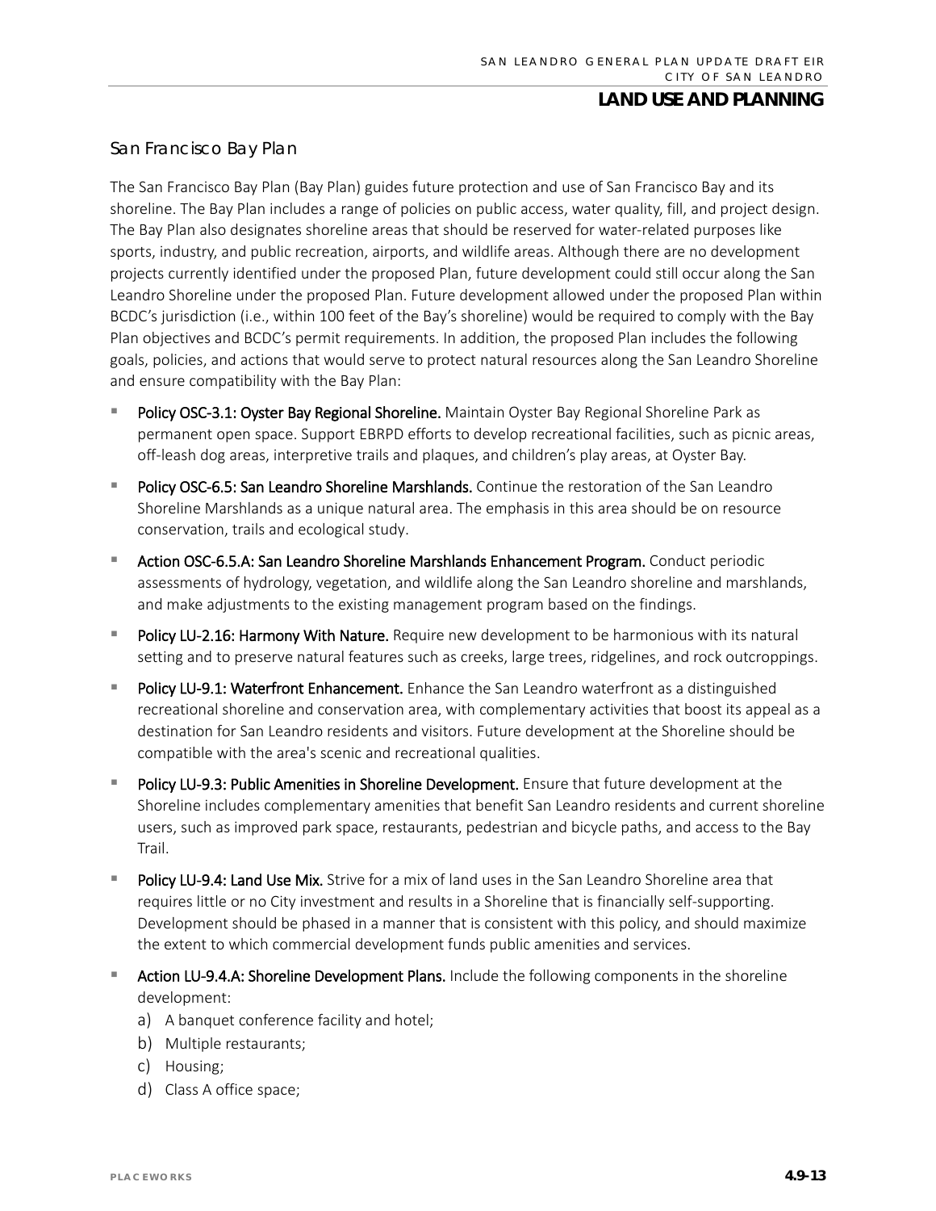### San Francisco Bay Plan

The San Francisco Bay Plan (Bay Plan) guides future protection and use of San Francisco Bay and its shoreline. The Bay Plan includes a range of policies on public access, water quality, fill, and project design. The Bay Plan also designates shoreline areas that should be reserved for water-related purposes like sports, industry, and public recreation, airports, and wildlife areas. Although there are no development projects currently identified under the proposed Plan, future development could still occur along the San Leandro Shoreline under the proposed Plan. Future development allowed under the proposed Plan within BCDC's jurisdiction (i.e., within 100 feet of the Bay's shoreline) would be required to comply with the Bay Plan objectives and BCDC's permit requirements. In addition, the proposed Plan includes the following goals, policies, and actions that would serve to protect natural resources along the San Leandro Shoreline and ensure compatibility with the Bay Plan:

- **Policy OSC-3.1: Oyster Bay Regional Shoreline.** Maintain Oyster Bay Regional Shoreline Park as permanent open space. Support EBRPD efforts to develop recreational facilities, such as picnic areas, off-leash dog areas, interpretive trails and plaques, and children's play areas, at Oyster Bay.
- **Policy OSC-6.5: San Leandro Shoreline Marshlands.** Continue the restoration of the San Leandro Shoreline Marshlands as a unique natural area. The emphasis in this area should be on resource conservation, trails and ecological study.
- **Action OSC-6.5.A: San Leandro Shoreline Marshlands Enhancement Program.** Conduct periodic assessments of hydrology, vegetation, and wildlife along the San Leandro shoreline and marshlands, and make adjustments to the existing management program based on the findings.
- **Policy LU-2.16: Harmony With Nature.** Require new development to be harmonious with its natural setting and to preserve natural features such as creeks, large trees, ridgelines, and rock outcroppings.
- **Policy LU-9.1: Waterfront Enhancement.** Enhance the San Leandro waterfront as a distinguished recreational shoreline and conservation area, with complementary activities that boost its appeal as a destination for San Leandro residents and visitors. Future development at the Shoreline should be compatible with the area's scenic and recreational qualities.
- **Policy LU-9.3: Public Amenities in Shoreline Development.** Ensure that future development at the Shoreline includes complementary amenities that benefit San Leandro residents and current shoreline users, such as improved park space, restaurants, pedestrian and bicycle paths, and access to the Bay Trail.
- **Policy LU-9.4: Land Use Mix.** Strive for a mix of land uses in the San Leandro Shoreline area that requires little or no City investment and results in a Shoreline that is financially self-supporting. Development should be phased in a manner that is consistent with this policy, and should maximize the extent to which commercial development funds public amenities and services.
- **Action LU-9.4.A: Shoreline Development Plans.** Include the following components in the shoreline development:
  a) A banquet conference facility and hotel;
  b) Multiple restaurants;
  c) Housing;
  d) Class A office space;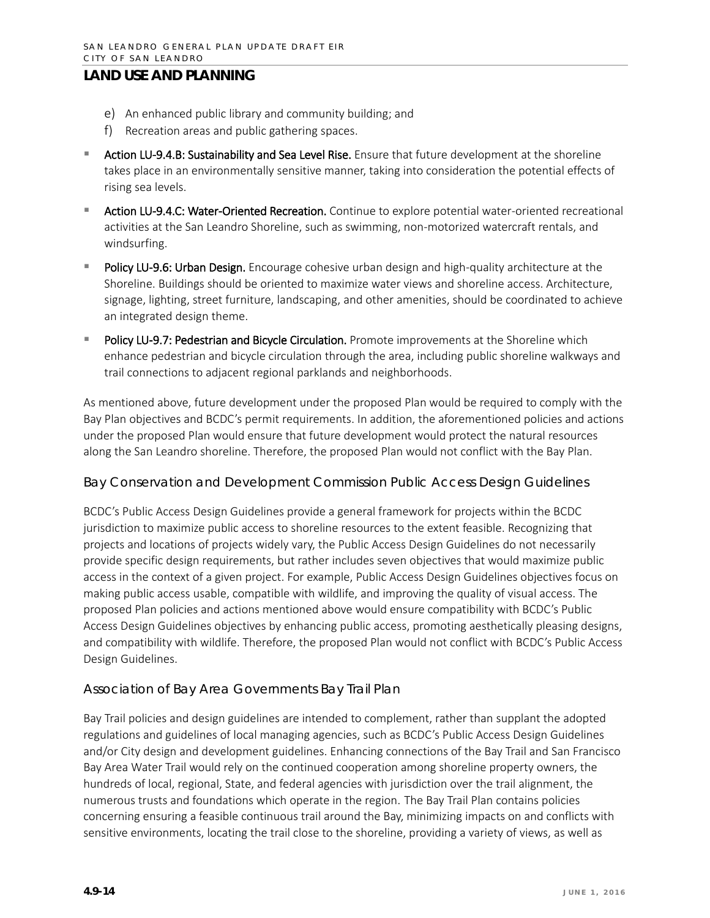e) An enhanced public library and community building; and
f) Recreation areas and public gathering spaces.

- **Action LU-9.4.B: Sustainability and Sea Level Rise.** Ensure that future development at the shoreline takes place in an environmentally sensitive manner, taking into consideration the potential effects of rising sea levels.
- **Action LU-9.4.C: Water-Oriented Recreation.** Continue to explore potential water-oriented recreational activities at the San Leandro Shoreline, such as swimming, non-motorized watercraft rentals, and windsurfing.
- **Policy LU-9.6: Urban Design.** Encourage cohesive urban design and high-quality architecture at the Shoreline. Buildings should be oriented to maximize water views and shoreline access. Architecture, signage, lighting, street furniture, landscaping, and other amenities, should be coordinated to achieve an integrated design theme.
- **Policy LU-9.7: Pedestrian and Bicycle Circulation.** Promote improvements at the Shoreline which enhance pedestrian and bicycle circulation through the area, including public shoreline walkways and trail connections to adjacent regional parklands and neighborhoods.

As mentioned above, future development under the proposed Plan would be required to comply with the Bay Plan objectives and BCDC's permit requirements. In addition, the aforementioned policies and actions under the proposed Plan would ensure that future development would protect the natural resources along the San Leandro shoreline. Therefore, the proposed Plan would not conflict with the Bay Plan.

### Bay Conservation and Development Commission Public Access Design Guidelines

BCDC's Public Access Design Guidelines provide a general framework for projects within the BCDC jurisdiction to maximize public access to shoreline resources to the extent feasible. Recognizing that projects and locations of projects widely vary, the Public Access Design Guidelines do not necessarily provide specific design requirements, but rather includes seven objectives that would maximize public access in the context of a given project. For example, Public Access Design Guidelines objectives focus on making public access usable, compatible with wildlife, and improving the quality of visual access. The proposed Plan policies and actions mentioned above would ensure compatibility with BCDC's Public Access Design Guidelines objectives by enhancing public access, promoting aesthetically pleasing designs, and compatibility with wildlife. Therefore, the proposed Plan would not conflict with BCDC's Public Access Design Guidelines.

### Association of Bay Area Governments Bay Trail Plan

Bay Trail policies and design guidelines are intended to complement, rather than supplant the adopted regulations and guidelines of local managing agencies, such as BCDC's Public Access Design Guidelines and/or City design and development guidelines. Enhancing connections of the Bay Trail and San Francisco Bay Area Water Trail would rely on the continued cooperation among shoreline property owners, the hundreds of local, regional, State, and federal agencies with jurisdiction over the trail alignment, the numerous trusts and foundations which operate in the region. The Bay Trail Plan contains policies concerning ensuring a feasible continuous trail around the Bay, minimizing impacts on and conflicts with sensitive environments, locating the trail close to the shoreline, providing a variety of views, as well as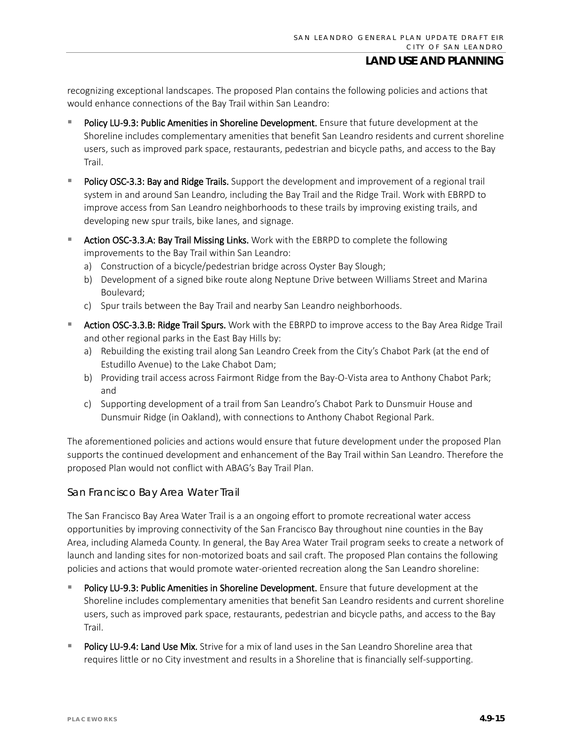recognizing exceptional landscapes. The proposed Plan contains the following policies and actions that would enhance connections of the Bay Trail within San Leandro:

- **Policy LU-9.3: Public Amenities in Shoreline Development.** Ensure that future development at the Shoreline includes complementary amenities that benefit San Leandro residents and current shoreline users, such as improved park space, restaurants, pedestrian and bicycle paths, and access to the Bay Trail.
- **Policy OSC-3.3: Bay and Ridge Trails.** Support the development and improvement of a regional trail system in and around San Leandro, including the Bay Trail and the Ridge Trail. Work with EBRPD to improve access from San Leandro neighborhoods to these trails by improving existing trails, and developing new spur trails, bike lanes, and signage.
- **Action OSC-3.3.A: Bay Trail Missing Links.** Work with the EBRPD to complete the following improvements to the Bay Trail within San Leandro:
  a) Construction of a bicycle/pedestrian bridge across Oyster Bay Slough;
  b) Development of a signed bike route along Neptune Drive between Williams Street and Marina Boulevard;
  c) Spur trails between the Bay Trail and nearby San Leandro neighborhoods.
- **Action OSC-3.3.B: Ridge Trail Spurs.** Work with the EBRPD to improve access to the Bay Area Ridge Trail and other regional parks in the East Bay Hills by:
  a) Rebuilding the existing trail along San Leandro Creek from the City's Chabot Park (at the end of Estudillo Avenue) to the Lake Chabot Dam;
  b) Providing trail access across Fairmont Ridge from the Bay-O-Vista area to Anthony Chabot Park; and
  c) Supporting development of a trail from San Leandro's Chabot Park to Dunsmuir House and Dunsmuir Ridge (in Oakland), with connections to Anthony Chabot Regional Park.

The aforementioned policies and actions would ensure that future development under the proposed Plan supports the continued development and enhancement of the Bay Trail within San Leandro. Therefore the proposed Plan would not conflict with ABAG's Bay Trail Plan.

### San Francisco Bay Area Water Trail

The San Francisco Bay Area Water Trail is a an ongoing effort to promote recreational water access opportunities by improving connectivity of the San Francisco Bay throughout nine counties in the Bay Area, including Alameda County. In general, the Bay Area Water Trail program seeks to create a network of launch and landing sites for non-motorized boats and sail craft. The proposed Plan contains the following policies and actions that would promote water-oriented recreation along the San Leandro shoreline:

- **Policy LU-9.3: Public Amenities in Shoreline Development.** Ensure that future development at the Shoreline includes complementary amenities that benefit San Leandro residents and current shoreline users, such as improved park space, restaurants, pedestrian and bicycle paths, and access to the Bay Trail.
- **Policy LU-9.4: Land Use Mix.** Strive for a mix of land uses in the San Leandro Shoreline area that requires little or no City investment and results in a Shoreline that is financially self-supporting.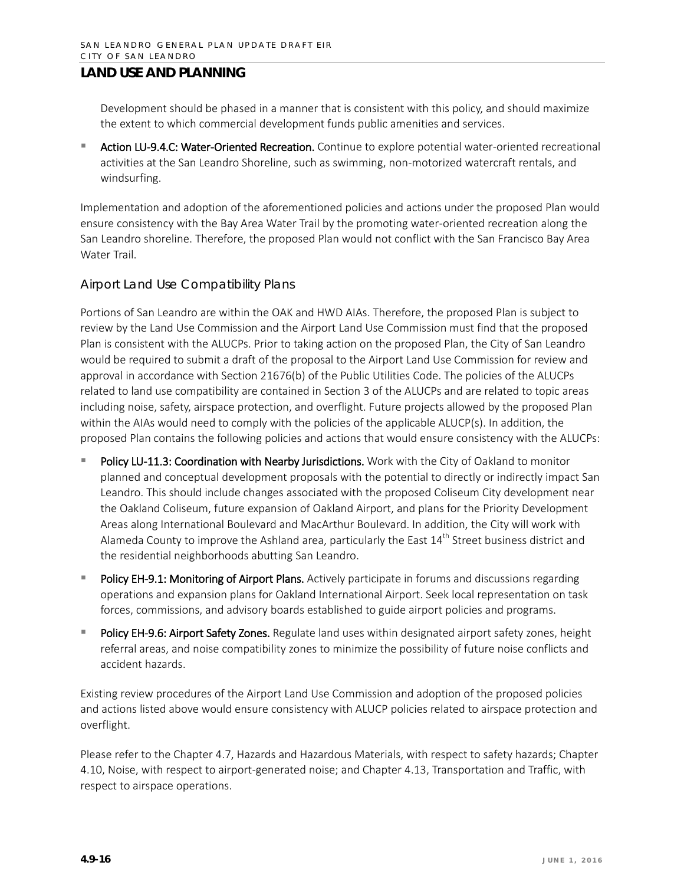Development should be phased in a manner that is consistent with this policy, and should maximize the extent to which commercial development funds public amenities and services.

- **Action LU-9.4.C: Water-Oriented Recreation.** Continue to explore potential water-oriented recreational activities at the San Leandro Shoreline, such as swimming, non-motorized watercraft rentals, and windsurfing.

Implementation and adoption of the aforementioned policies and actions under the proposed Plan would ensure consistency with the Bay Area Water Trail by the promoting water-oriented recreation along the San Leandro shoreline. Therefore, the proposed Plan would not conflict with the San Francisco Bay Area Water Trail.

### Airport Land Use Compatibility Plans

Portions of San Leandro are within the OAK and HWD AIAs. Therefore, the proposed Plan is subject to review by the Land Use Commission and the Airport Land Use Commission must find that the proposed Plan is consistent with the ALUCPs. Prior to taking action on the proposed Plan, the City of San Leandro would be required to submit a draft of the proposal to the Airport Land Use Commission for review and approval in accordance with Section 21676(b) of the Public Utilities Code. The policies of the ALUCPs related to land use compatibility are contained in Section 3 of the ALUCPs and are related to topic areas including noise, safety, airspace protection, and overflight. Future projects allowed by the proposed Plan within the AIAs would need to comply with the policies of the applicable ALUCP(s). In addition, the proposed Plan contains the following policies and actions that would ensure consistency with the ALUCPs:

- **Policy LU-11.3: Coordination with Nearby Jurisdictions.** Work with the City of Oakland to monitor planned and conceptual development proposals with the potential to directly or indirectly impact San Leandro. This should include changes associated with the proposed Coliseum City development near the Oakland Coliseum, future expansion of Oakland Airport, and plans for the Priority Development Areas along International Boulevard and MacArthur Boulevard. In addition, the City will work with Alameda County to improve the Ashland area, particularly the East 14th Street business district and the residential neighborhoods abutting San Leandro.
- **Policy EH-9.1: Monitoring of Airport Plans.** Actively participate in forums and discussions regarding operations and expansion plans for Oakland International Airport. Seek local representation on task forces, commissions, and advisory boards established to guide airport policies and programs.
- **Policy EH-9.6: Airport Safety Zones.** Regulate land uses within designated airport safety zones, height referral areas, and noise compatibility zones to minimize the possibility of future noise conflicts and accident hazards.

Existing review procedures of the Airport Land Use Commission and adoption of the proposed policies and actions listed above would ensure consistency with ALUCP policies related to airspace protection and overflight.

Please refer to the Chapter 4.7, Hazards and Hazardous Materials, with respect to safety hazards; Chapter 4.10, Noise, with respect to airport-generated noise; and Chapter 4.13, Transportation and Traffic, with respect to airspace operations.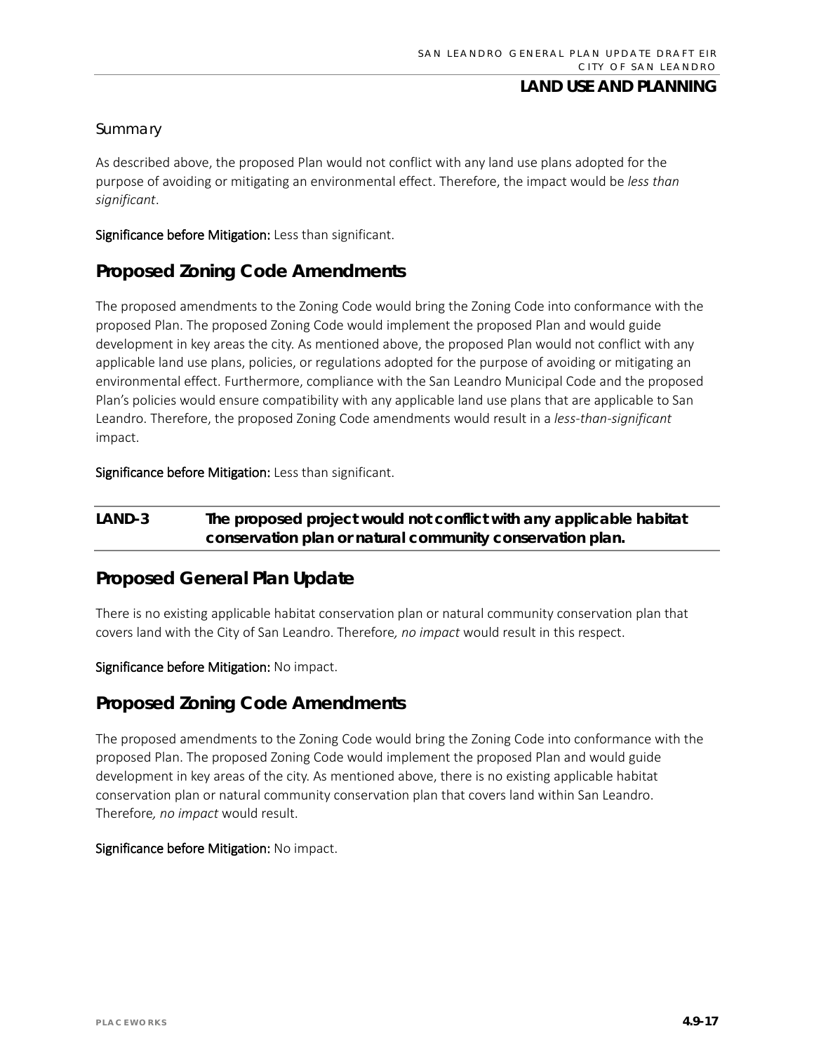### Summary

As described above, the proposed Plan would not conflict with any land use plans adopted for the purpose of avoiding or mitigating an environmental effect. Therefore, the impact would be *less than significant*.

**Significance before Mitigation:** Less than significant.

## Proposed Zoning Code Amendments

The proposed amendments to the Zoning Code would bring the Zoning Code into conformance with the proposed Plan. The proposed Zoning Code would implement the proposed Plan and would guide development in key areas the city. As mentioned above, the proposed Plan would not conflict with any applicable land use plans, policies, or regulations adopted for the purpose of avoiding or mitigating an environmental effect. Furthermore, compliance with the San Leandro Municipal Code and the proposed Plan's policies would ensure compatibility with any applicable land use plans that are applicable to San Leandro. Therefore, the proposed Zoning Code amendments would result in a *less-than-significant* impact.

**Significance before Mitigation:** Less than significant.

**LAND-3 The proposed project would not conflict with any applicable habitat conservation plan or natural community conservation plan.**

## Proposed General Plan Update

There is no existing applicable habitat conservation plan or natural community conservation plan that covers land with the City of San Leandro. Therefore*, no impact* would result in this respect.

**Significance before Mitigation:** No impact.

## Proposed Zoning Code Amendments

The proposed amendments to the Zoning Code would bring the Zoning Code into conformance with the proposed Plan. The proposed Zoning Code would implement the proposed Plan and would guide development in key areas of the city. As mentioned above, there is no existing applicable habitat conservation plan or natural community conservation plan that covers land within San Leandro. Therefore*, no impact* would result.

**Significance before Mitigation:** No impact.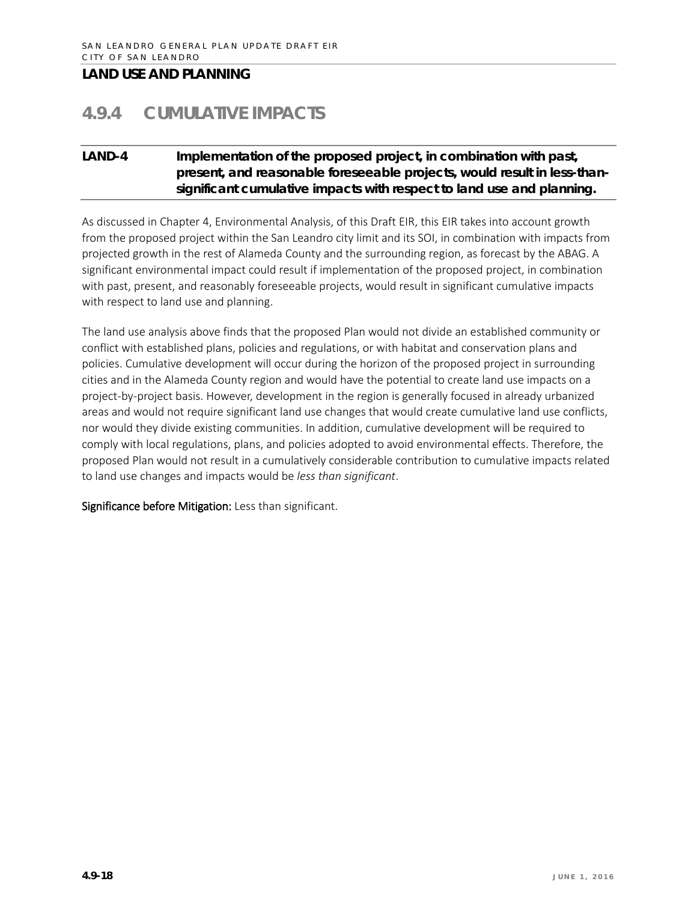## LAND USE AND PLANNING

# 4.9.4 CUMULATIVE IMPACTS

**LAND-4 Implementation of the proposed project, in combination with past, present, and reasonable foreseeable projects, would result in less-than-significant cumulative impacts with respect to land use and planning.**

As discussed in Chapter 4, Environmental Analysis, of this Draft EIR, this EIR takes into account growth from the proposed project within the San Leandro city limit and its SOI, in combination with impacts from projected growth in the rest of Alameda County and the surrounding region, as forecast by the ABAG. A significant environmental impact could result if implementation of the proposed project, in combination with past, present, and reasonably foreseeable projects, would result in significant cumulative impacts with respect to land use and planning.

The land use analysis above finds that the proposed Plan would not divide an established community or conflict with established plans, policies and regulations, or with habitat and conservation plans and policies. Cumulative development will occur during the horizon of the proposed project in surrounding cities and in the Alameda County region and would have the potential to create land use impacts on a project-by-project basis. However, development in the region is generally focused in already urbanized areas and would not require significant land use changes that would create cumulative land use conflicts, nor would they divide existing communities. In addition, cumulative development will be required to comply with local regulations, plans, and policies adopted to avoid environmental effects. Therefore, the proposed Plan would not result in a cumulatively considerable contribution to cumulative impacts related to land use changes and impacts would be *less than significant*.

**Significance before Mitigation:** Less than significant.